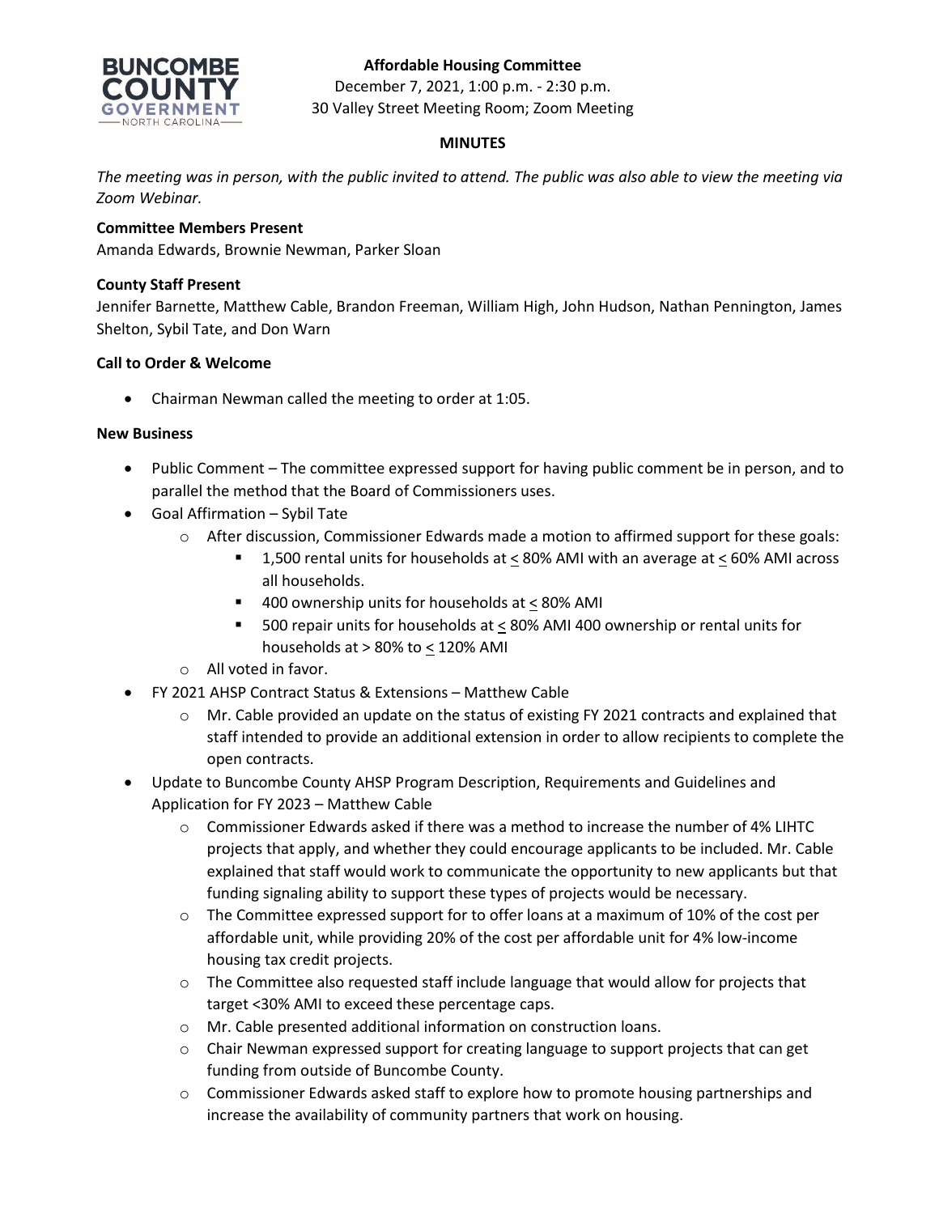**Affordable Housing Committee**

December 7, 2021, 1:00 p.m. - 2:30 p.m.

30 Valley Street Meeting Room; Zoom Meeting

**MINUTES**

*The meeting was in person, with the public invited to attend. The public was also able to view the meeting via Zoom Webinar.*

**Committee Members Present**

Amanda Edwards, Brownie Newman, Parker Sloan

**County Staff Present**

Jennifer Barnette, Matthew Cable, Brandon Freeman, William High, John Hudson, Nathan Pennington, James Shelton, Sybil Tate, and Don Warn

**Call to Order & Welcome**

- Chairman Newman called the meeting to order at 1:05.

**New Business**

- Public Comment – The committee expressed support for having public comment be in person, and to parallel the method that the Board of Commissioners uses.
- Goal Affirmation – Sybil Tate
  - After discussion, Commissioner Edwards made a motion to affirmed support for these goals:
    - 1,500 rental units for households at ≤ 80% AMI with an average at ≤ 60% AMI across all households.
    - 400 ownership units for households at ≤ 80% AMI
    - 500 repair units for households at ≤ 80% AMI 400 ownership or rental units for households at > 80% to ≤ 120% AMI
  - All voted in favor.
- FY 2021 AHSP Contract Status & Extensions – Matthew Cable
  - Mr. Cable provided an update on the status of existing FY 2021 contracts and explained that staff intended to provide an additional extension in order to allow recipients to complete the open contracts.
- Update to Buncombe County AHSP Program Description, Requirements and Guidelines and Application for FY 2023 – Matthew Cable
  - Commissioner Edwards asked if there was a method to increase the number of 4% LIHTC projects that apply, and whether they could encourage applicants to be included. Mr. Cable explained that staff would work to communicate the opportunity to new applicants but that funding signaling ability to support these types of projects would be necessary.
  - The Committee expressed support for to offer loans at a maximum of 10% of the cost per affordable unit, while providing 20% of the cost per affordable unit for 4% low-income housing tax credit projects.
  - The Committee also requested staff include language that would allow for projects that target <30% AMI to exceed these percentage caps.
  - Mr. Cable presented additional information on construction loans.
  - Chair Newman expressed support for creating language to support projects that can get funding from outside of Buncombe County.
  - Commissioner Edwards asked staff to explore how to promote housing partnerships and increase the availability of community partners that work on housing.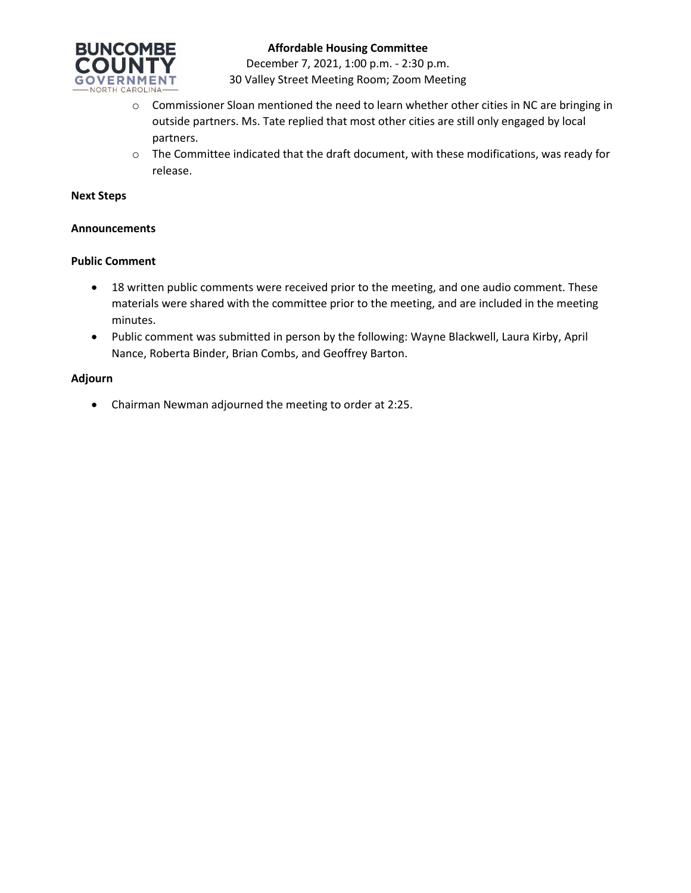- Commissioner Sloan mentioned the need to learn whether other cities in NC are bringing in outside partners. Ms. Tate replied that most other cities are still only engaged by local partners.
- The Committee indicated that the draft document, with these modifications, was ready for release.

**Next Steps**

**Announcements**

**Public Comment**

- 18 written public comments were received prior to the meeting, and one audio comment. These materials were shared with the committee prior to the meeting, and are included in the meeting minutes.
- Public comment was submitted in person by the following: Wayne Blackwell, Laura Kirby, April Nance, Roberta Binder, Brian Combs, and Geoffrey Barton.

**Adjourn**

- Chairman Newman adjourned the meeting to order at 2:25.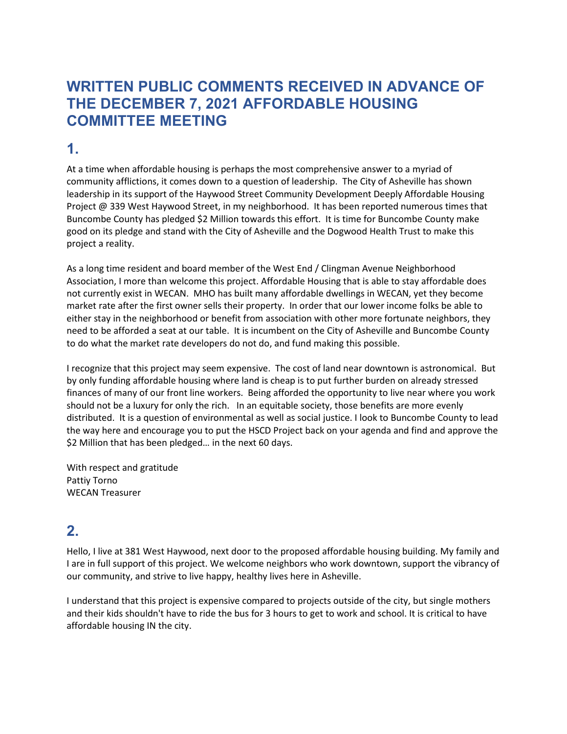# WRITTEN PUBLIC COMMENTS RECEIVED IN ADVANCE OF THE DECEMBER 7, 2021 AFFORDABLE HOUSING COMMITTEE MEETING

## 1.

At a time when affordable housing is perhaps the most comprehensive answer to a myriad of community afflictions, it comes down to a question of leadership. The City of Asheville has shown leadership in its support of the Haywood Street Community Development Deeply Affordable Housing Project @ 339 West Haywood Street, in my neighborhood. It has been reported numerous times that Buncombe County has pledged $2 Million towards this effort. It is time for Buncombe County make good on its pledge and stand with the City of Asheville and the Dogwood Health Trust to make this project a reality.

As a long time resident and board member of the West End / Clingman Avenue Neighborhood Association, I more than welcome this project. Affordable Housing that is able to stay affordable does not currently exist in WECAN. MHO has built many affordable dwellings in WECAN, yet they become market rate after the first owner sells their property. In order that our lower income folks be able to either stay in the neighborhood or benefit from association with other more fortunate neighbors, they need to be afforded a seat at our table. It is incumbent on the City of Asheville and Buncombe County to do what the market rate developers do not do, and fund making this possible.

I recognize that this project may seem expensive. The cost of land near downtown is astronomical. But by only funding affordable housing where land is cheap is to put further burden on already stressed finances of many of our front line workers. Being afforded the opportunity to live near where you work should not be a luxury for only the rich. In an equitable society, those benefits are more evenly distributed. It is a question of environmental as well as social justice. I look to Buncombe County to lead the way here and encourage you to put the HSCD Project back on your agenda and find and approve the $2 Million that has been pledged… in the next 60 days.

With respect and gratitude
Pattiy Torno
WECAN Treasurer

## 2.

Hello, I live at 381 West Haywood, next door to the proposed affordable housing building. My family and I are in full support of this project. We welcome neighbors who work downtown, support the vibrancy of our community, and strive to live happy, healthy lives here in Asheville.

I understand that this project is expensive compared to projects outside of the city, but single mothers and their kids shouldn't have to ride the bus for 3 hours to get to work and school. It is critical to have affordable housing IN the city.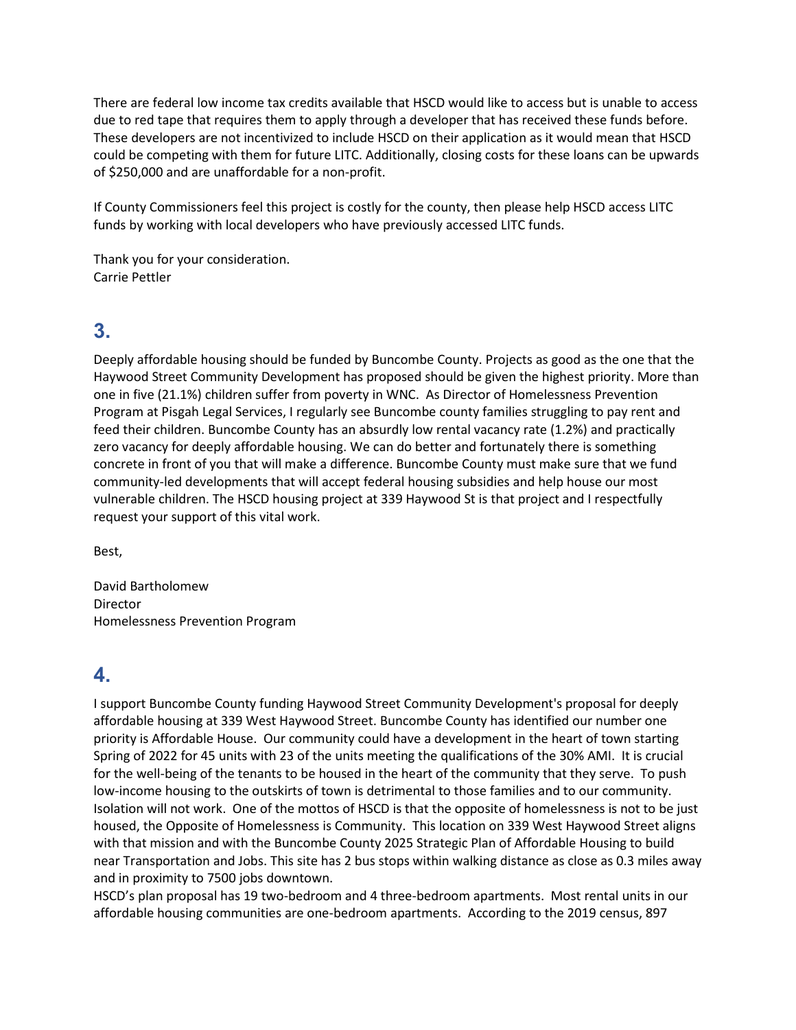There are federal low income tax credits available that HSCD would like to access but is unable to access due to red tape that requires them to apply through a developer that has received these funds before. These developers are not incentivized to include HSCD on their application as it would mean that HSCD could be competing with them for future LITC. Additionally, closing costs for these loans can be upwards of $250,000 and are unaffordable for a non-profit.

If County Commissioners feel this project is costly for the county, then please help HSCD access LITC funds by working with local developers who have previously accessed LITC funds.

Thank you for your consideration.
Carrie Pettler

## 3.

Deeply affordable housing should be funded by Buncombe County. Projects as good as the one that the Haywood Street Community Development has proposed should be given the highest priority. More than one in five (21.1%) children suffer from poverty in WNC. As Director of Homelessness Prevention Program at Pisgah Legal Services, I regularly see Buncombe county families struggling to pay rent and feed their children. Buncombe County has an absurdly low rental vacancy rate (1.2%) and practically zero vacancy for deeply affordable housing. We can do better and fortunately there is something concrete in front of you that will make a difference. Buncombe County must make sure that we fund community-led developments that will accept federal housing subsidies and help house our most vulnerable children. The HSCD housing project at 339 Haywood St is that project and I respectfully request your support of this vital work.

Best,

David Bartholomew
Director
Homelessness Prevention Program

## 4.

I support Buncombe County funding Haywood Street Community Development's proposal for deeply affordable housing at 339 West Haywood Street. Buncombe County has identified our number one priority is Affordable House. Our community could have a development in the heart of town starting Spring of 2022 for 45 units with 23 of the units meeting the qualifications of the 30% AMI. It is crucial for the well-being of the tenants to be housed in the heart of the community that they serve. To push low-income housing to the outskirts of town is detrimental to those families and to our community. Isolation will not work. One of the mottos of HSCD is that the opposite of homelessness is not to be just housed, the Opposite of Homelessness is Community. This location on 339 West Haywood Street aligns with that mission and with the Buncombe County 2025 Strategic Plan of Affordable Housing to build near Transportation and Jobs. This site has 2 bus stops within walking distance as close as 0.3 miles away and in proximity to 7500 jobs downtown.
HSCD's plan proposal has 19 two-bedroom and 4 three-bedroom apartments. Most rental units in our affordable housing communities are one-bedroom apartments. According to the 2019 census, 897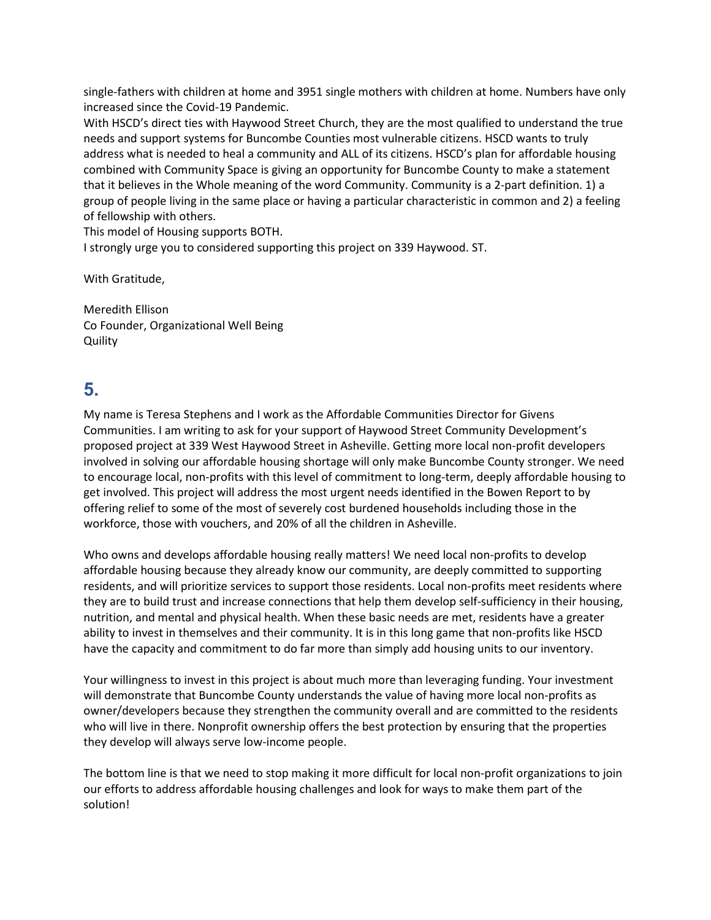single-fathers with children at home and 3951 single mothers with children at home. Numbers have only increased since the Covid-19 Pandemic.
With HSCD's direct ties with Haywood Street Church, they are the most qualified to understand the true needs and support systems for Buncombe Counties most vulnerable citizens. HSCD wants to truly address what is needed to heal a community and ALL of its citizens. HSCD's plan for affordable housing combined with Community Space is giving an opportunity for Buncombe County to make a statement that it believes in the Whole meaning of the word Community. Community is a 2-part definition. 1) a group of people living in the same place or having a particular characteristic in common and 2) a feeling of fellowship with others.
This model of Housing supports BOTH.
I strongly urge you to considered supporting this project on 339 Haywood. ST.

With Gratitude,

Meredith Ellison
Co Founder, Organizational Well Being
Quility

## 5.

My name is Teresa Stephens and I work as the Affordable Communities Director for Givens Communities. I am writing to ask for your support of Haywood Street Community Development's proposed project at 339 West Haywood Street in Asheville. Getting more local non-profit developers involved in solving our affordable housing shortage will only make Buncombe County stronger. We need to encourage local, non-profits with this level of commitment to long-term, deeply affordable housing to get involved. This project will address the most urgent needs identified in the Bowen Report to by offering relief to some of the most of severely cost burdened households including those in the workforce, those with vouchers, and 20% of all the children in Asheville.

Who owns and develops affordable housing really matters! We need local non-profits to develop affordable housing because they already know our community, are deeply committed to supporting residents, and will prioritize services to support those residents. Local non-profits meet residents where they are to build trust and increase connections that help them develop self-sufficiency in their housing, nutrition, and mental and physical health. When these basic needs are met, residents have a greater ability to invest in themselves and their community. It is in this long game that non-profits like HSCD have the capacity and commitment to do far more than simply add housing units to our inventory.

Your willingness to invest in this project is about much more than leveraging funding. Your investment will demonstrate that Buncombe County understands the value of having more local non-profits as owner/developers because they strengthen the community overall and are committed to the residents who will live in there. Nonprofit ownership offers the best protection by ensuring that the properties they develop will always serve low-income people.

The bottom line is that we need to stop making it more difficult for local non-profit organizations to join our efforts to address affordable housing challenges and look for ways to make them part of the solution!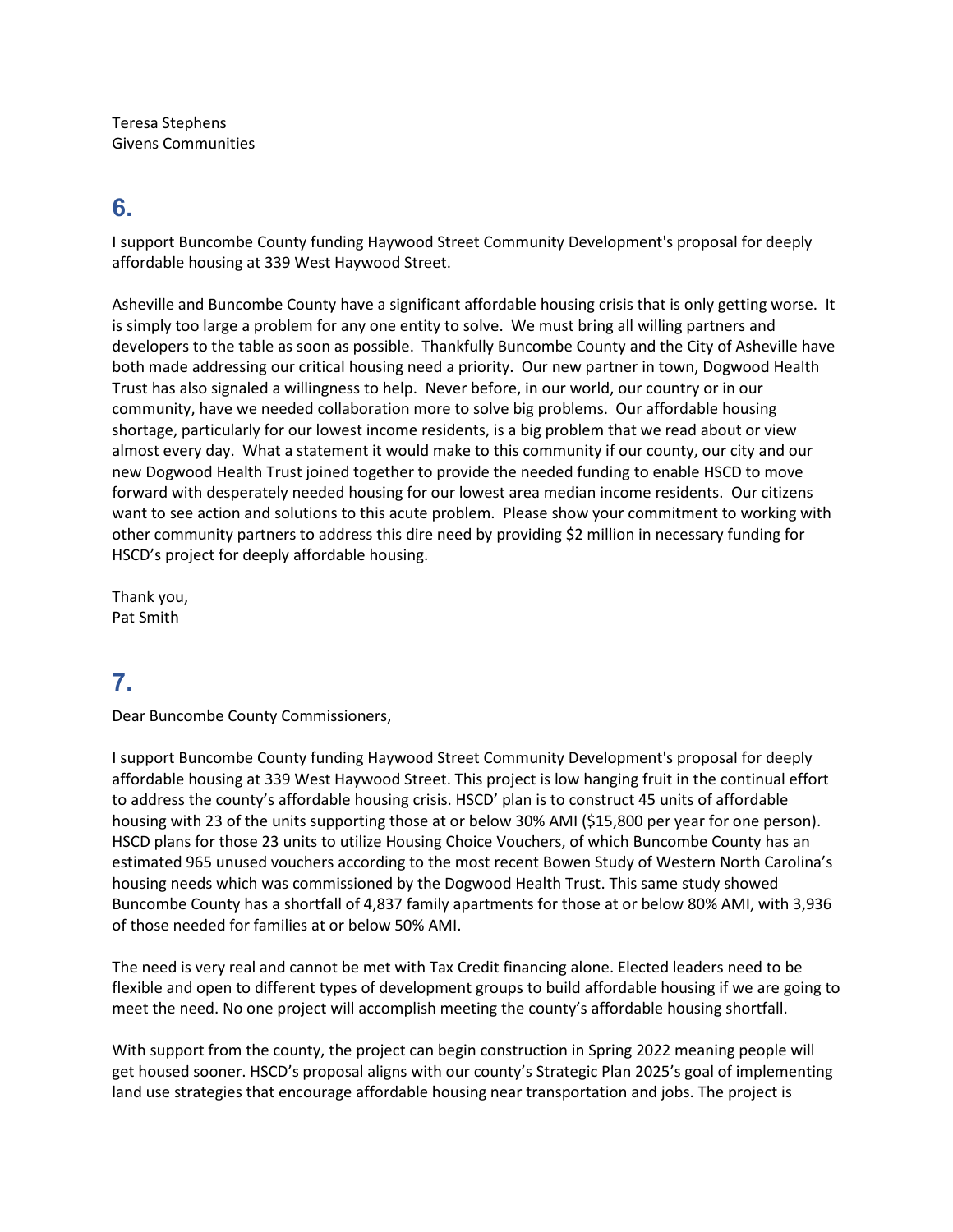Teresa Stephens
Givens Communities

## 6.

I support Buncombe County funding Haywood Street Community Development's proposal for deeply affordable housing at 339 West Haywood Street.

Asheville and Buncombe County have a significant affordable housing crisis that is only getting worse. It is simply too large a problem for any one entity to solve. We must bring all willing partners and developers to the table as soon as possible. Thankfully Buncombe County and the City of Asheville have both made addressing our critical housing need a priority. Our new partner in town, Dogwood Health Trust has also signaled a willingness to help. Never before, in our world, our country or in our community, have we needed collaboration more to solve big problems. Our affordable housing shortage, particularly for our lowest income residents, is a big problem that we read about or view almost every day. What a statement it would make to this community if our county, our city and our new Dogwood Health Trust joined together to provide the needed funding to enable HSCD to move forward with desperately needed housing for our lowest area median income residents. Our citizens want to see action and solutions to this acute problem. Please show your commitment to working with other community partners to address this dire need by providing $2 million in necessary funding for HSCD's project for deeply affordable housing.

Thank you,
Pat Smith

## 7.

Dear Buncombe County Commissioners,

I support Buncombe County funding Haywood Street Community Development's proposal for deeply affordable housing at 339 West Haywood Street. This project is low hanging fruit in the continual effort to address the county's affordable housing crisis. HSCD' plan is to construct 45 units of affordable housing with 23 of the units supporting those at or below 30% AMI ($15,800 per year for one person). HSCD plans for those 23 units to utilize Housing Choice Vouchers, of which Buncombe County has an estimated 965 unused vouchers according to the most recent Bowen Study of Western North Carolina's housing needs which was commissioned by the Dogwood Health Trust. This same study showed Buncombe County has a shortfall of 4,837 family apartments for those at or below 80% AMI, with 3,936 of those needed for families at or below 50% AMI.

The need is very real and cannot be met with Tax Credit financing alone. Elected leaders need to be flexible and open to different types of development groups to build affordable housing if we are going to meet the need. No one project will accomplish meeting the county's affordable housing shortfall.

With support from the county, the project can begin construction in Spring 2022 meaning people will get housed sooner. HSCD's proposal aligns with our county's Strategic Plan 2025's goal of implementing land use strategies that encourage affordable housing near transportation and jobs. The project is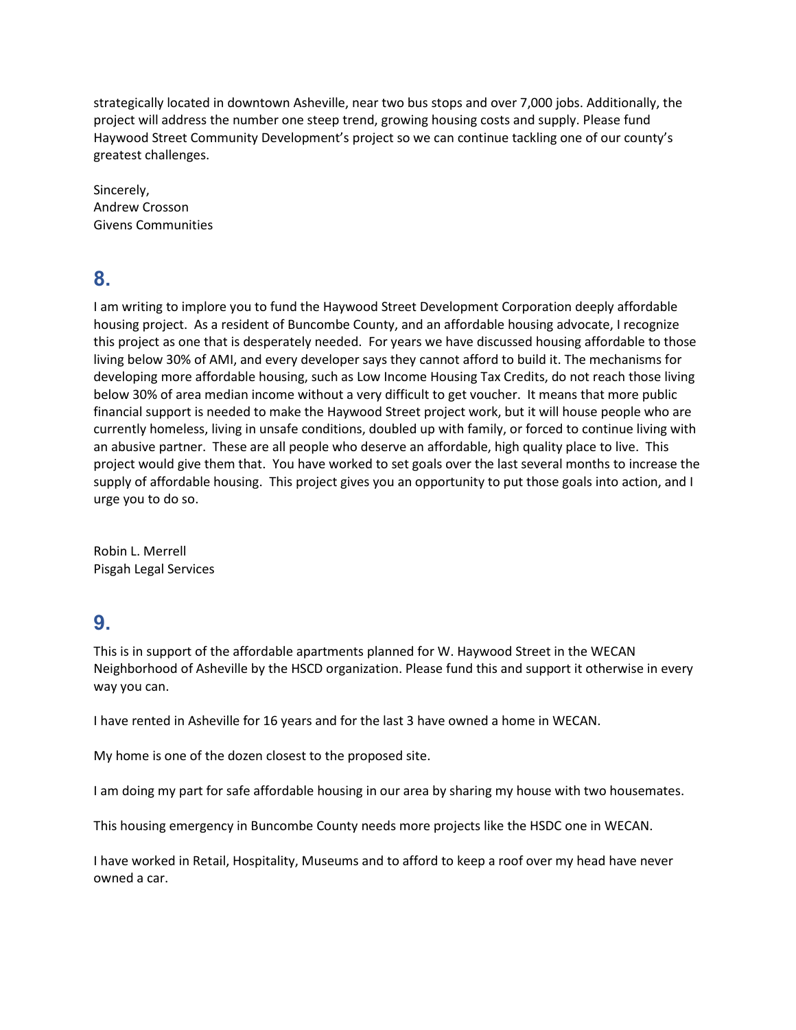strategically located in downtown Asheville, near two bus stops and over 7,000 jobs. Additionally, the project will address the number one steep trend, growing housing costs and supply. Please fund Haywood Street Community Development's project so we can continue tackling one of our county's greatest challenges.

Sincerely,
Andrew Crosson
Givens Communities

## 8.

I am writing to implore you to fund the Haywood Street Development Corporation deeply affordable housing project. As a resident of Buncombe County, and an affordable housing advocate, I recognize this project as one that is desperately needed. For years we have discussed housing affordable to those living below 30% of AMI, and every developer says they cannot afford to build it. The mechanisms for developing more affordable housing, such as Low Income Housing Tax Credits, do not reach those living below 30% of area median income without a very difficult to get voucher. It means that more public financial support is needed to make the Haywood Street project work, but it will house people who are currently homeless, living in unsafe conditions, doubled up with family, or forced to continue living with an abusive partner. These are all people who deserve an affordable, high quality place to live. This project would give them that. You have worked to set goals over the last several months to increase the supply of affordable housing. This project gives you an opportunity to put those goals into action, and I urge you to do so.

Robin L. Merrell
Pisgah Legal Services

## 9.

This is in support of the affordable apartments planned for W. Haywood Street in the WECAN Neighborhood of Asheville by the HSCD organization. Please fund this and support it otherwise in every way you can.

I have rented in Asheville for 16 years and for the last 3 have owned a home in WECAN.

My home is one of the dozen closest to the proposed site.

I am doing my part for safe affordable housing in our area by sharing my house with two housemates.

This housing emergency in Buncombe County needs more projects like the HSDC one in WECAN.

I have worked in Retail, Hospitality, Museums and to afford to keep a roof over my head have never owned a car.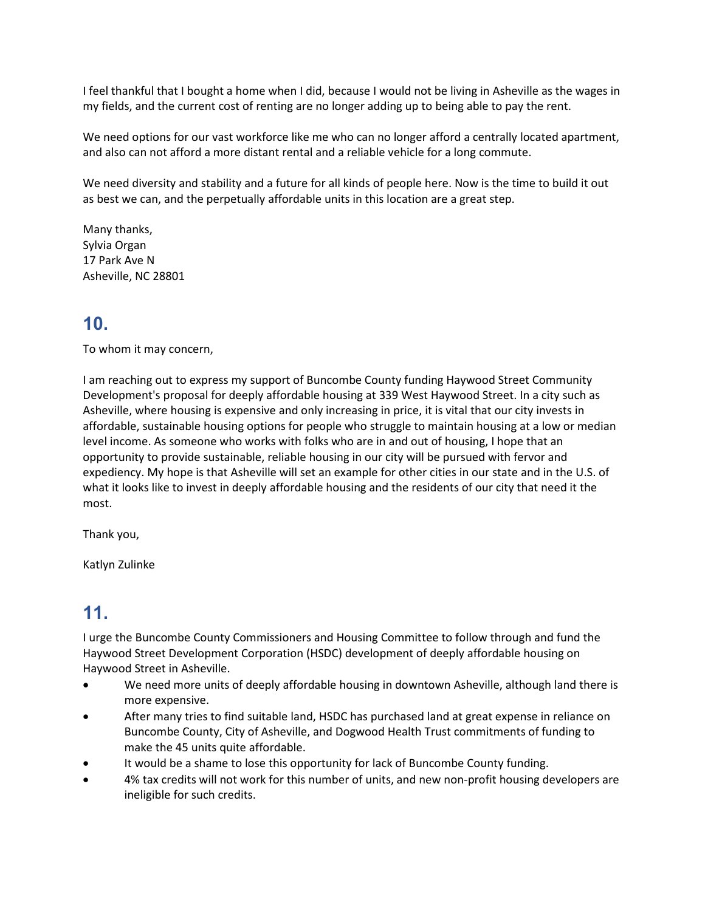I feel thankful that I bought a home when I did, because I would not be living in Asheville as the wages in my fields, and the current cost of renting are no longer adding up to being able to pay the rent.

We need options for our vast workforce like me who can no longer afford a centrally located apartment, and also can not afford a more distant rental and a reliable vehicle for a long commute.

We need diversity and stability and a future for all kinds of people here. Now is the time to build it out as best we can, and the perpetually affordable units in this location are a great step.

Many thanks,
Sylvia Organ
17 Park Ave N
Asheville, NC 28801

## 10.

To whom it may concern,

I am reaching out to express my support of Buncombe County funding Haywood Street Community Development's proposal for deeply affordable housing at 339 West Haywood Street. In a city such as Asheville, where housing is expensive and only increasing in price, it is vital that our city invests in affordable, sustainable housing options for people who struggle to maintain housing at a low or median level income. As someone who works with folks who are in and out of housing, I hope that an opportunity to provide sustainable, reliable housing in our city will be pursued with fervor and expediency. My hope is that Asheville will set an example for other cities in our state and in the U.S. of what it looks like to invest in deeply affordable housing and the residents of our city that need it the most.

Thank you,

Katlyn Zulinke

## 11.

I urge the Buncombe County Commissioners and Housing Committee to follow through and fund the Haywood Street Development Corporation (HSDC) development of deeply affordable housing on Haywood Street in Asheville.

- We need more units of deeply affordable housing in downtown Asheville, although land there is more expensive.
- After many tries to find suitable land, HSDC has purchased land at great expense in reliance on Buncombe County, City of Asheville, and Dogwood Health Trust commitments of funding to make the 45 units quite affordable.
- It would be a shame to lose this opportunity for lack of Buncombe County funding.
- 4% tax credits will not work for this number of units, and new non-profit housing developers are ineligible for such credits.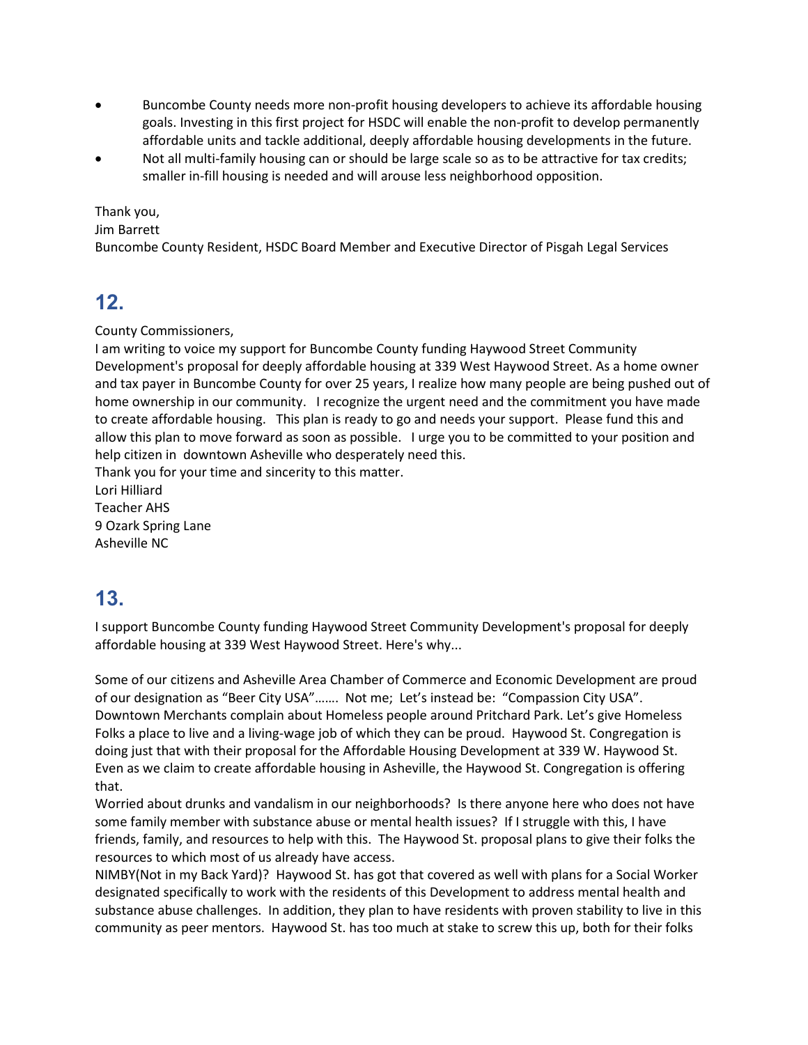- Buncombe County needs more non-profit housing developers to achieve its affordable housing goals. Investing in this first project for HSDC will enable the non-profit to develop permanently affordable units and tackle additional, deeply affordable housing developments in the future.
- Not all multi-family housing can or should be large scale so as to be attractive for tax credits; smaller in-fill housing is needed and will arouse less neighborhood opposition.

Thank you,
Jim Barrett
Buncombe County Resident, HSDC Board Member and Executive Director of Pisgah Legal Services

## 12.

County Commissioners,
I am writing to voice my support for Buncombe County funding Haywood Street Community Development's proposal for deeply affordable housing at 339 West Haywood Street. As a home owner and tax payer in Buncombe County for over 25 years, I realize how many people are being pushed out of home ownership in our community. I recognize the urgent need and the commitment you have made to create affordable housing. This plan is ready to go and needs your support. Please fund this and allow this plan to move forward as soon as possible. I urge you to be committed to your position and help citizen in downtown Asheville who desperately need this.
Thank you for your time and sincerity to this matter.
Lori Hilliard
Teacher AHS
9 Ozark Spring Lane
Asheville NC

## 13.

I support Buncombe County funding Haywood Street Community Development's proposal for deeply affordable housing at 339 West Haywood Street. Here's why...

Some of our citizens and Asheville Area Chamber of Commerce and Economic Development are proud of our designation as "Beer City USA"……. Not me; Let's instead be: "Compassion City USA". Downtown Merchants complain about Homeless people around Pritchard Park. Let's give Homeless Folks a place to live and a living-wage job of which they can be proud. Haywood St. Congregation is doing just that with their proposal for the Affordable Housing Development at 339 W. Haywood St. Even as we claim to create affordable housing in Asheville, the Haywood St. Congregation is offering that.
Worried about drunks and vandalism in our neighborhoods? Is there anyone here who does not have some family member with substance abuse or mental health issues? If I struggle with this, I have friends, family, and resources to help with this. The Haywood St. proposal plans to give their folks the resources to which most of us already have access.
NIMBY(Not in my Back Yard)? Haywood St. has got that covered as well with plans for a Social Worker designated specifically to work with the residents of this Development to address mental health and substance abuse challenges. In addition, they plan to have residents with proven stability to live in this community as peer mentors. Haywood St. has too much at stake to screw this up, both for their folks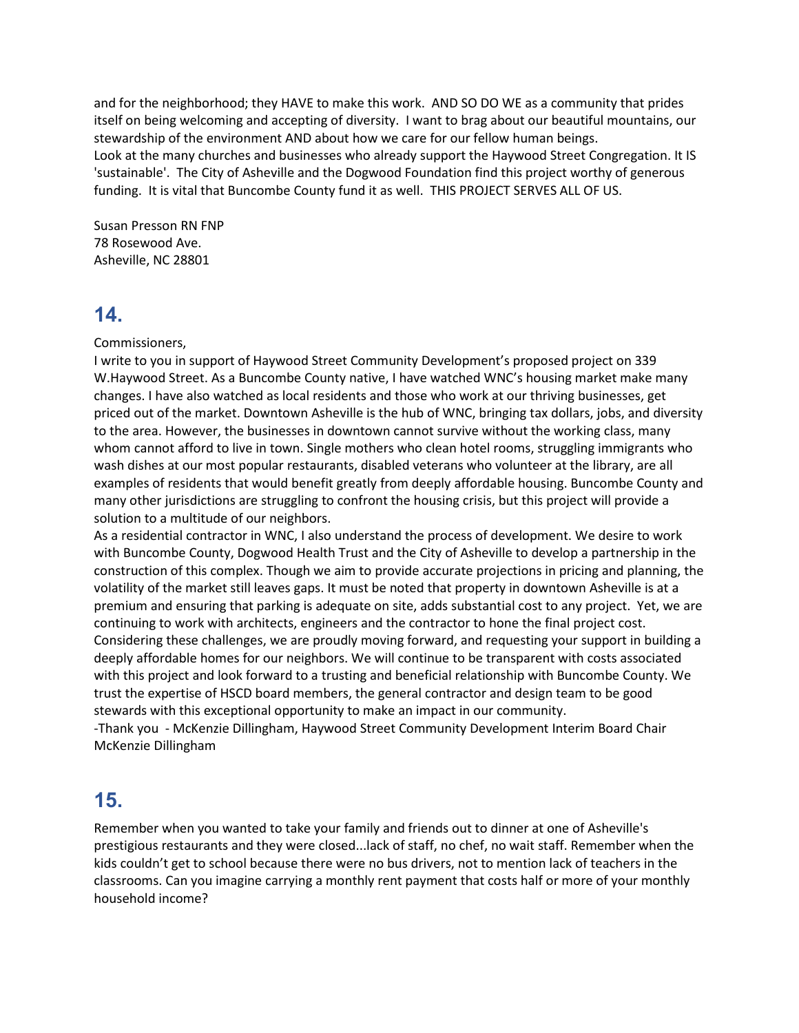and for the neighborhood; they HAVE to make this work. AND SO DO WE as a community that prides itself on being welcoming and accepting of diversity. I want to brag about our beautiful mountains, our stewardship of the environment AND about how we care for our fellow human beings.
Look at the many churches and businesses who already support the Haywood Street Congregation. It IS 'sustainable'. The City of Asheville and the Dogwood Foundation find this project worthy of generous funding. It is vital that Buncombe County fund it as well. THIS PROJECT SERVES ALL OF US.

Susan Presson RN FNP
78 Rosewood Ave.
Asheville, NC 28801

## 14.

Commissioners,
I write to you in support of Haywood Street Community Development's proposed project on 339 W.Haywood Street. As a Buncombe County native, I have watched WNC's housing market make many changes. I have also watched as local residents and those who work at our thriving businesses, get priced out of the market. Downtown Asheville is the hub of WNC, bringing tax dollars, jobs, and diversity to the area. However, the businesses in downtown cannot survive without the working class, many whom cannot afford to live in town. Single mothers who clean hotel rooms, struggling immigrants who wash dishes at our most popular restaurants, disabled veterans who volunteer at the library, are all examples of residents that would benefit greatly from deeply affordable housing. Buncombe County and many other jurisdictions are struggling to confront the housing crisis, but this project will provide a solution to a multitude of our neighbors.
As a residential contractor in WNC, I also understand the process of development. We desire to work with Buncombe County, Dogwood Health Trust and the City of Asheville to develop a partnership in the construction of this complex. Though we aim to provide accurate projections in pricing and planning, the volatility of the market still leaves gaps. It must be noted that property in downtown Asheville is at a premium and ensuring that parking is adequate on site, adds substantial cost to any project. Yet, we are continuing to work with architects, engineers and the contractor to hone the final project cost. Considering these challenges, we are proudly moving forward, and requesting your support in building a deeply affordable homes for our neighbors. We will continue to be transparent with costs associated with this project and look forward to a trusting and beneficial relationship with Buncombe County. We trust the expertise of HSCD board members, the general contractor and design team to be good stewards with this exceptional opportunity to make an impact in our community.
-Thank you - McKenzie Dillingham, Haywood Street Community Development Interim Board Chair
McKenzie Dillingham

## 15.

Remember when you wanted to take your family and friends out to dinner at one of Asheville's prestigious restaurants and they were closed...lack of staff, no chef, no wait staff. Remember when the kids couldn't get to school because there were no bus drivers, not to mention lack of teachers in the classrooms. Can you imagine carrying a monthly rent payment that costs half or more of your monthly household income?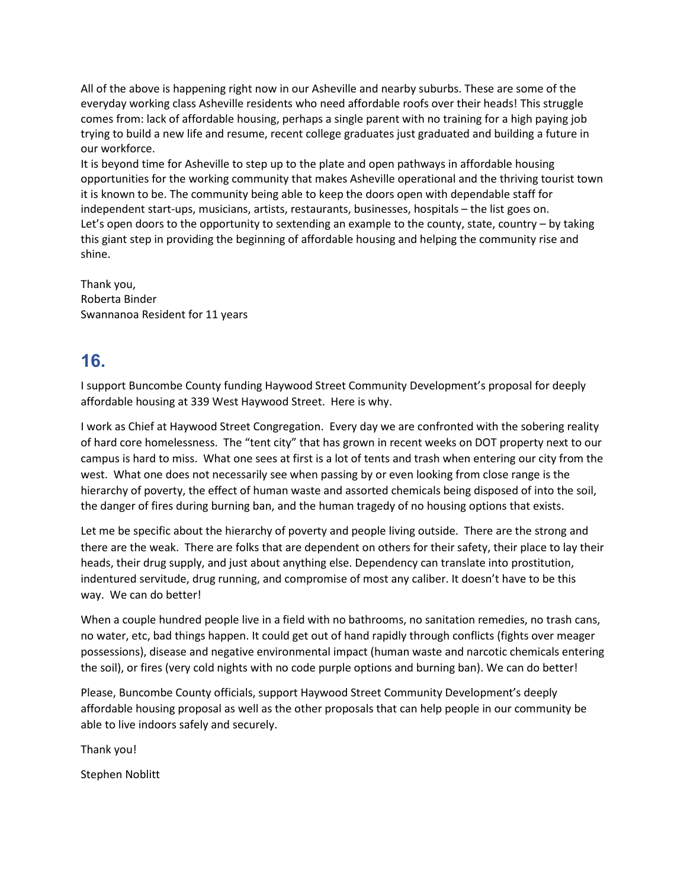All of the above is happening right now in our Asheville and nearby suburbs. These are some of the everyday working class Asheville residents who need affordable roofs over their heads! This struggle comes from: lack of affordable housing, perhaps a single parent with no training for a high paying job trying to build a new life and resume, recent college graduates just graduated and building a future in our workforce.

It is beyond time for Asheville to step up to the plate and open pathways in affordable housing opportunities for the working community that makes Asheville operational and the thriving tourist town it is known to be. The community being able to keep the doors open with dependable staff for independent start-ups, musicians, artists, restaurants, businesses, hospitals – the list goes on.

Let's open doors to the opportunity to sextending an example to the county, state, country – by taking this giant step in providing the beginning of affordable housing and helping the community rise and shine.

Thank you,
Roberta Binder
Swannanoa Resident for 11 years

## 16.

I support Buncombe County funding Haywood Street Community Development's proposal for deeply affordable housing at 339 West Haywood Street. Here is why.

I work as Chief at Haywood Street Congregation. Every day we are confronted with the sobering reality of hard core homelessness. The "tent city" that has grown in recent weeks on DOT property next to our campus is hard to miss. What one sees at first is a lot of tents and trash when entering our city from the west. What one does not necessarily see when passing by or even looking from close range is the hierarchy of poverty, the effect of human waste and assorted chemicals being disposed of into the soil, the danger of fires during burning ban, and the human tragedy of no housing options that exists.

Let me be specific about the hierarchy of poverty and people living outside. There are the strong and there are the weak. There are folks that are dependent on others for their safety, their place to lay their heads, their drug supply, and just about anything else. Dependency can translate into prostitution, indentured servitude, drug running, and compromise of most any caliber. It doesn't have to be this way. We can do better!

When a couple hundred people live in a field with no bathrooms, no sanitation remedies, no trash cans, no water, etc, bad things happen. It could get out of hand rapidly through conflicts (fights over meager possessions), disease and negative environmental impact (human waste and narcotic chemicals entering the soil), or fires (very cold nights with no code purple options and burning ban). We can do better!

Please, Buncombe County officials, support Haywood Street Community Development's deeply affordable housing proposal as well as the other proposals that can help people in our community be able to live indoors safely and securely.

Thank you!

Stephen Noblitt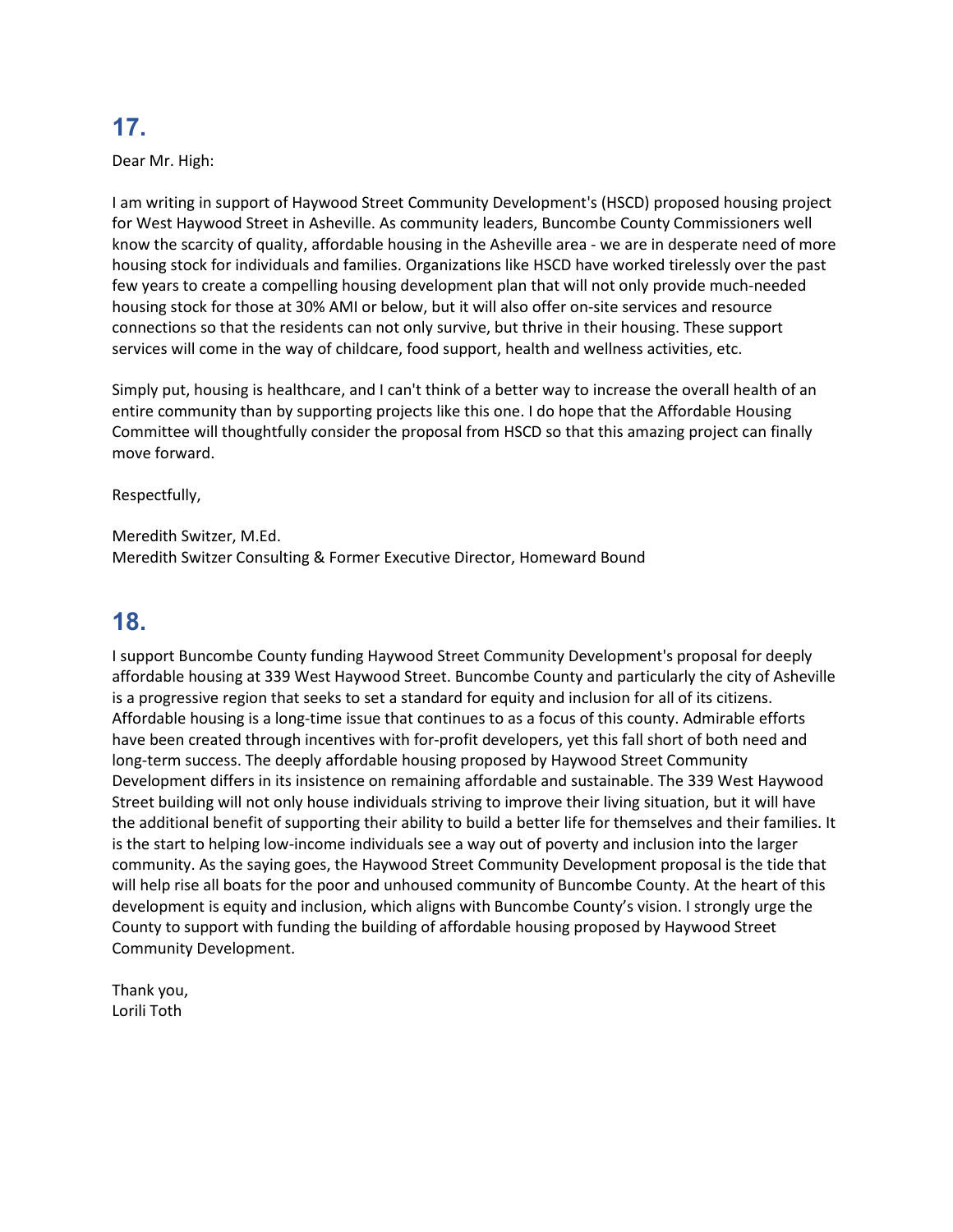## 17.

Dear Mr. High:

I am writing in support of Haywood Street Community Development's (HSCD) proposed housing project for West Haywood Street in Asheville. As community leaders, Buncombe County Commissioners well know the scarcity of quality, affordable housing in the Asheville area - we are in desperate need of more housing stock for individuals and families. Organizations like HSCD have worked tirelessly over the past few years to create a compelling housing development plan that will not only provide much-needed housing stock for those at 30% AMI or below, but it will also offer on-site services and resource connections so that the residents can not only survive, but thrive in their housing. These support services will come in the way of childcare, food support, health and wellness activities, etc.

Simply put, housing is healthcare, and I can't think of a better way to increase the overall health of an entire community than by supporting projects like this one. I do hope that the Affordable Housing Committee will thoughtfully consider the proposal from HSCD so that this amazing project can finally move forward.

Respectfully,

Meredith Switzer, M.Ed.
Meredith Switzer Consulting & Former Executive Director, Homeward Bound

## 18.

I support Buncombe County funding Haywood Street Community Development's proposal for deeply affordable housing at 339 West Haywood Street. Buncombe County and particularly the city of Asheville is a progressive region that seeks to set a standard for equity and inclusion for all of its citizens. Affordable housing is a long-time issue that continues to as a focus of this county. Admirable efforts have been created through incentives with for-profit developers, yet this fall short of both need and long-term success. The deeply affordable housing proposed by Haywood Street Community Development differs in its insistence on remaining affordable and sustainable. The 339 West Haywood Street building will not only house individuals striving to improve their living situation, but it will have the additional benefit of supporting their ability to build a better life for themselves and their families. It is the start to helping low-income individuals see a way out of poverty and inclusion into the larger community. As the saying goes, the Haywood Street Community Development proposal is the tide that will help rise all boats for the poor and unhoused community of Buncombe County. At the heart of this development is equity and inclusion, which aligns with Buncombe County's vision. I strongly urge the County to support with funding the building of affordable housing proposed by Haywood Street Community Development.

Thank you,
Lorili Toth